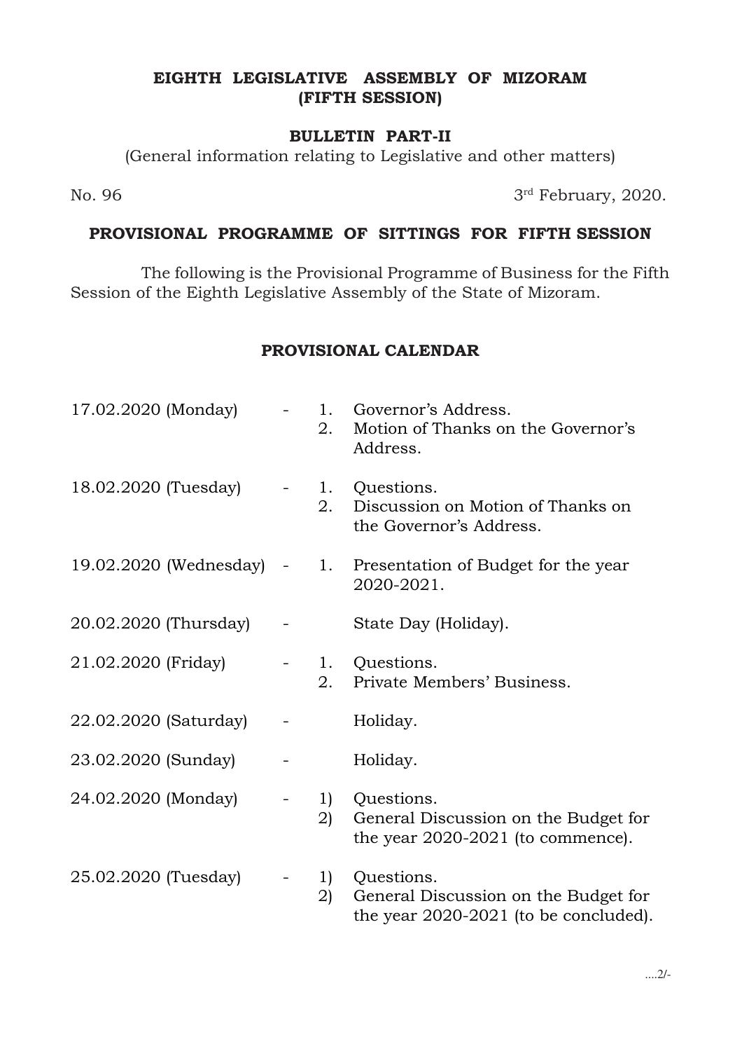**EIGHTH LEGISLATIVE ASSEMBLY OF MIZORAM**
**(FIFTH SESSION)**

**BULLETIN PART-II**

(General information relating to Legislative and other matters)

No. 96 3rd February, 2020.

## PROVISIONAL PROGRAMME OF SITTINGS FOR FIFTH SESSION

The following is the Provisional Programme of Business for the Fifth Session of the Eighth Legislative Assembly of the State of Mizoram.

### PROVISIONAL CALENDAR

| | | |
|---|---|---|
| 17.02.2020 (Monday) | - | 1. Governor's Address.<br>2. Motion of Thanks on the Governor's Address. |
| 18.02.2020 (Tuesday) | - | 1. Questions.<br>2. Discussion on Motion of Thanks on the Governor's Address. |
| 19.02.2020 (Wednesday) | - | 1. Presentation of Budget for the year 2020-2021. |
| 20.02.2020 (Thursday) | - | State Day (Holiday). |
| 21.02.2020 (Friday) | - | 1. Questions.<br>2. Private Members' Business. |
| 22.02.2020 (Saturday) | - | Holiday. |
| 23.02.2020 (Sunday) | - | Holiday. |
| 24.02.2020 (Monday) | - | 1) Questions.<br>2) General Discussion on the Budget for the year 2020-2021 (to commence). |
| 25.02.2020 (Tuesday) | - | 1) Questions.<br>2) General Discussion on the Budget for the year 2020-2021 (to be concluded). |

....2/-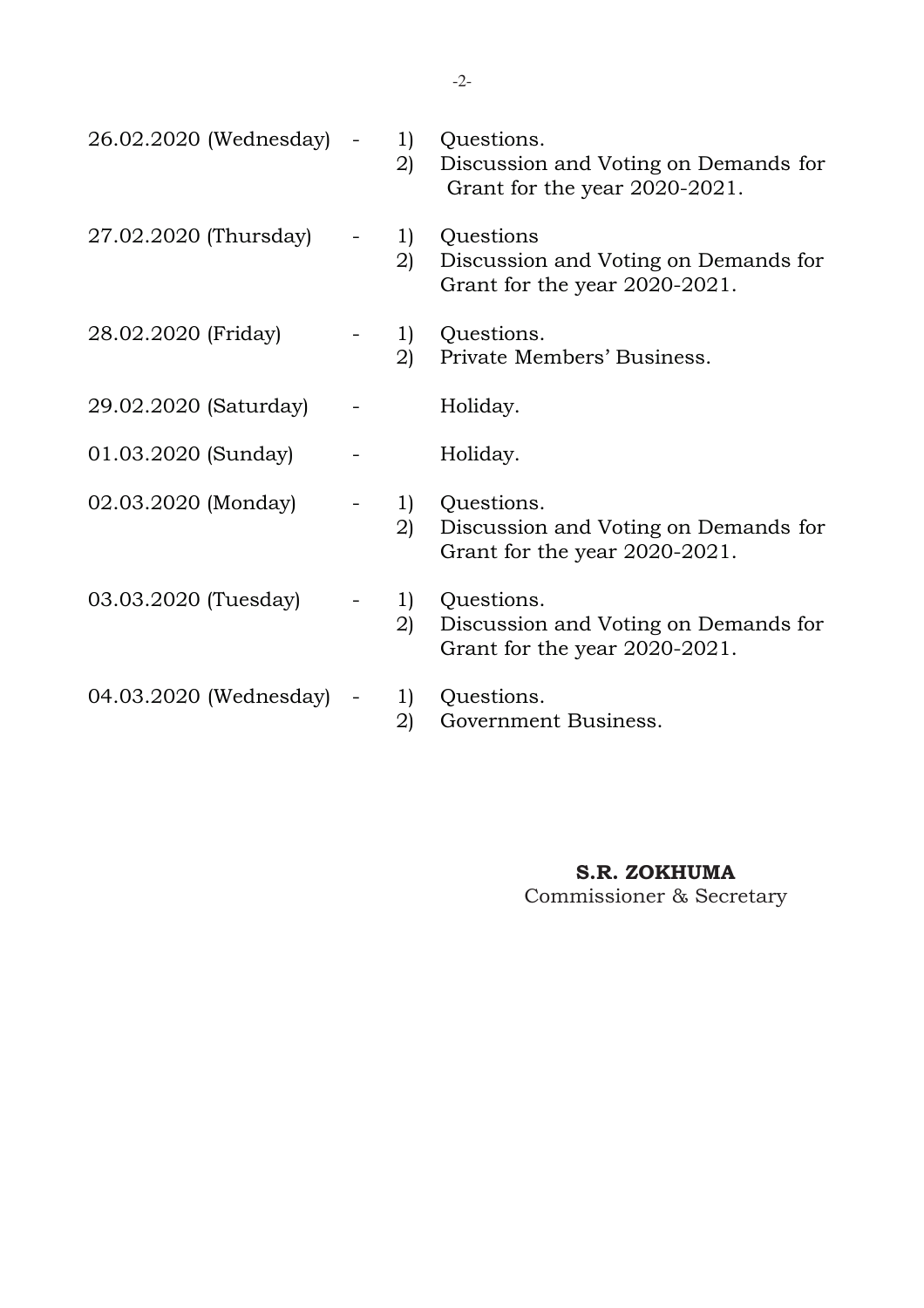| | | | |
|---|---|---|---|
| 26.02.2020 (Wednesday) | - | 1) | Questions. |
| | | 2) | Discussion and Voting on Demands for Grant for the year 2020-2021. |
| 27.02.2020 (Thursday) | - | 1) | Questions |
| | | 2) | Discussion and Voting on Demands for Grant for the year 2020-2021. |
| 28.02.2020 (Friday) | - | 1) | Questions. |
| | | 2) | Private Members' Business. |
| 29.02.2020 (Saturday) | - | | Holiday. |
| 01.03.2020 (Sunday) | - | | Holiday. |
| 02.03.2020 (Monday) | - | 1) | Questions. |
| | | 2) | Discussion and Voting on Demands for Grant for the year 2020-2021. |
| 03.03.2020 (Tuesday) | - | 1) | Questions. |
| | | 2) | Discussion and Voting on Demands for Grant for the year 2020-2021. |
| 04.03.2020 (Wednesday) | - | 1) | Questions. |
| | | 2) | Government Business. |

**S.R. ZOKHUMA**
Commissioner & Secretary